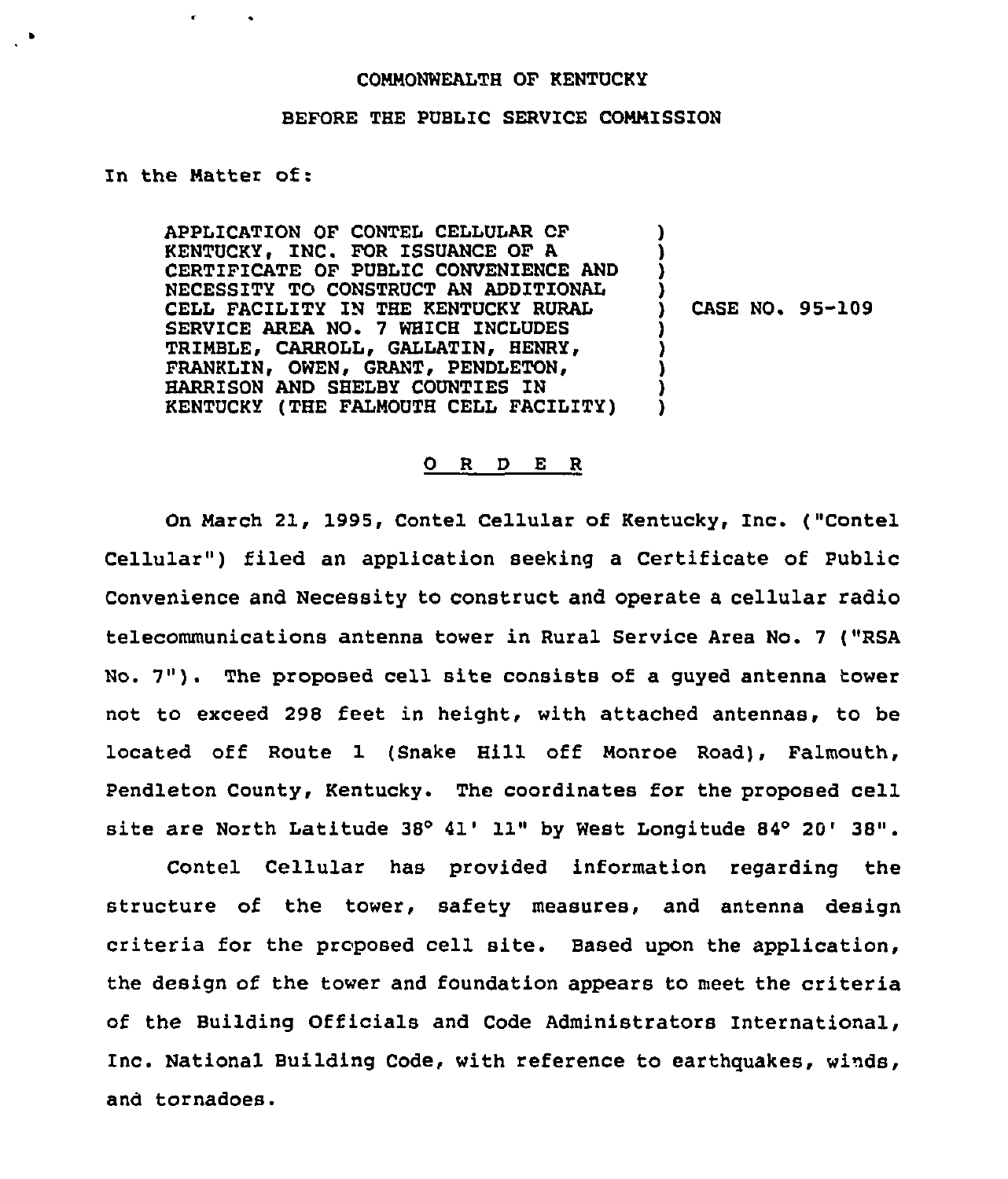COMMONWEALTH OF KENTUCKY

BEFORE THE PUBLIC SERVICE COMMISSION

In the Matter of:

APPLICATION OF CONTEL CELLULAR OF KENTUCKY, INC. FOR ISSUANCE OF A CERTIFICATE OF PUBLIC CONVENIENCE AND NECESSITY TO CONSTRUCT AN ADDITIONAL CELL FACILITY IN THE KENTUCKY RURAL SERVICE AREA NO. 7 WHICH INCLUDES TRIMBLE, CARROLL, GALLATIN, HENRY, FRANKLIN, OWEN, GRANT, PENDLETON, HARRISON AND SHELBY COUNTIES IN KENTUCKY (THE FALMOUTH CELL FACILITY)

CASE NO. 95-109

O R D E R

On March 21, 1995, Contel Cellular of Kentucky, Inc. ("Contel Cellular") filed an application seeking a Certificate of Public Convenience and Necessity to construct and operate a cellular radio telecommunications antenna tower in Rural Service Area No. 7 ("RSA No. 7"). The proposed cell site consists of a guyed antenna tower not to exceed 298 feet in height, with attached antennas, to be located off Route 1 (Snake Hill off Monroe Road), Falmouth, Pendleton County, Kentucky. The coordinates for the proposed cell site are North Latitude 38° 41' 11" by West Longitude 84° 20' 38".

Contel Cellular has provided information regarding the structure of the tower, safety measures, and antenna design criteria for the proposed cell site. Based upon the application, the design of the tower and foundation appears to meet the criteria of the Building Officials and Code Administrators International, Inc. National Building Code, with reference to earthquakes, winds, and tornadoes.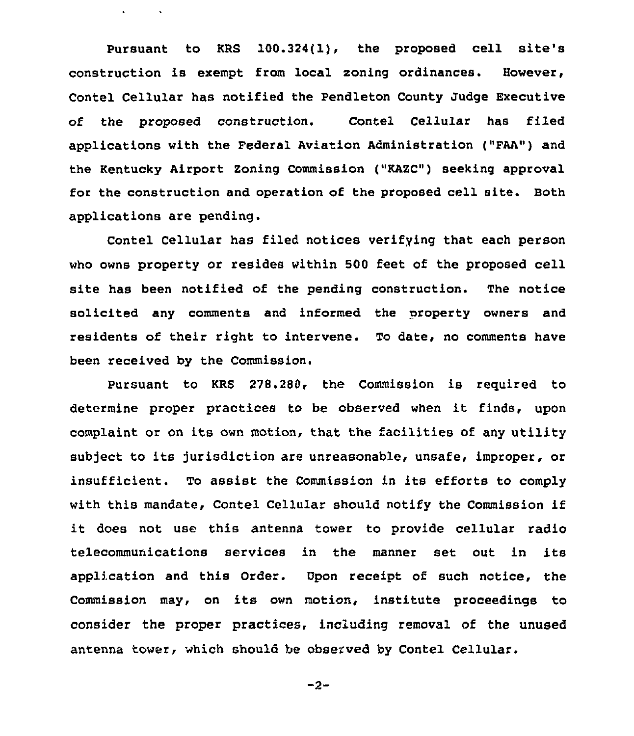Pursuant to KRS 100.324(1), the proposed cell site's construction is exempt from local zoning ordinances. However, Contel Cellular has notified the Pendleton County Judge Executive of the proposed construction. Contel Cellular has filed applications with the Federal Aviation Administration ("FAA") and the Kentucky Airport Zoning Commission ("KAZC") seeking approval for the construction and operation of the proposed cell site. Both applications are pending.

Contel Cellular has filed notices verifying that each person who owns property or resides within 500 feet of the proposed cell site has been notified of the pending construction. The notice solicited any comments and informed the property owners and residents of their right to intervene. To date, no comments have been received by the Commission.

Pursuant to KRS 278.280, the Commission is required to determine proper practices to be observed when it finds, upon complaint or on its own motion, that the facilities of any utility subject to its jurisdiction are unreasonable, unsafe, improper, or insufficient. To assist the Commission in its efforts to comply with this mandate, Contel Cellular should notify the Commission if it does not use this antenna tower to provide cellular radio telecommunications services in the manner set out in its application and this Order. Upon receipt of such notice, the Commission may, on its own motion, institute proceedings to consider the proper practices, including removal of the unused antenna tower, which should be observed by Contel Cellular.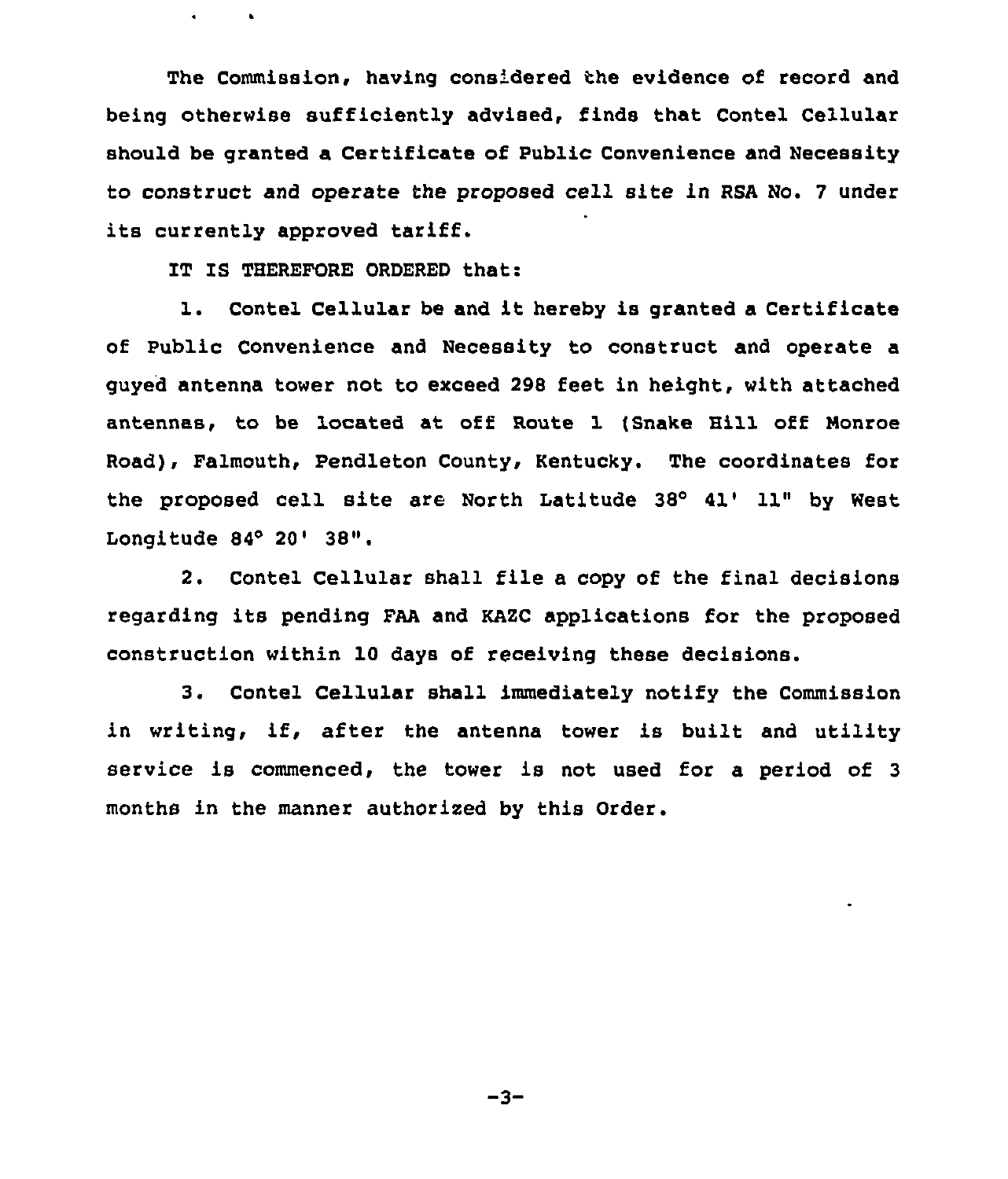The Commission, having considered the evidence of record and being otherwise sufficiently advised, finds that Contel Cellular should be granted a Certificate of Public Convenience and Necessity to construct and operate the proposed cell site in RSA No. 7 under its currently approved tariff.

IT IS THEREFORE ORDERED that:

1. Contel Cellular be and it hereby is granted a Certificate of Public Convenience and Necessity to construct and operate a guyed antenna tower not to exceed 298 feet in height, with attached antennas, to be located at off Route 1 (Snake Hill off Monroe Road), Falmouth, Pendleton County, Kentucky. The coordinates for the proposed cell site are North Latitude 38° 41' 11" by West Longitude 84° 20' 38".

2. Contel Cellular shall file a copy of the final decisions regarding its pending FAA and KAZC applications for the proposed construction within 10 days of receiving these decisions.

3. Contel Cellular shall immediately notify the Commission in writing, if, after the antenna tower is built and utility service is commenced, the tower is not used for a period of 3 months in the manner authorized by this Order.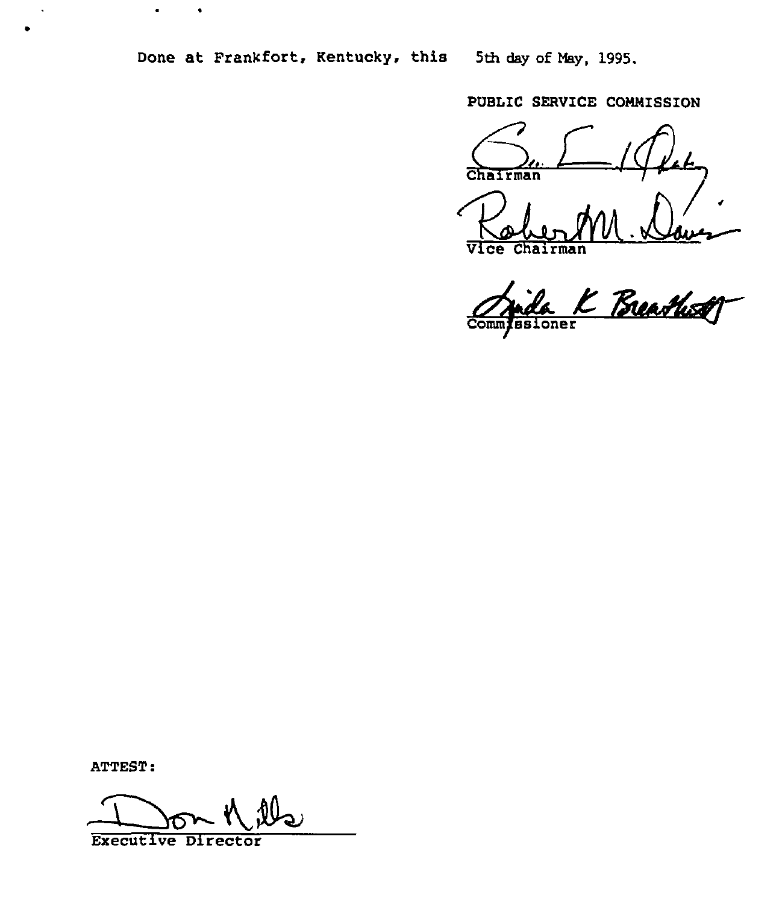Done at Frankfort, Kentucky, this 5th day of May, 1995.

PUBLIC SERVICE COMMISSION

Chairman

Vice Chairman

Commissioner

ATTEST:

Executive Director